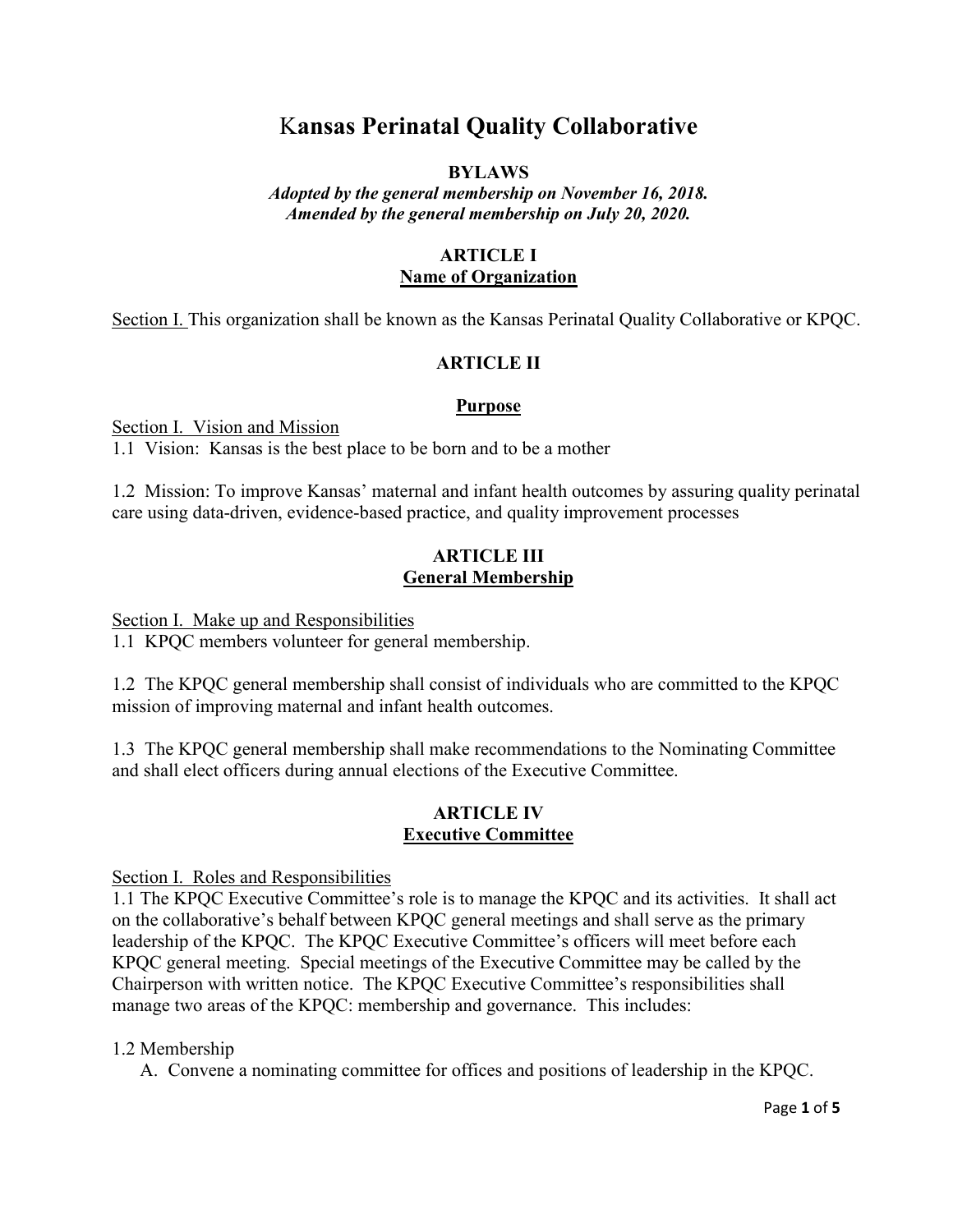# Kansas Perinatal Quality Collaborative

## BYLAWS

***Adopted by the general membership on November 16, 2018.***
***Amended by the general membership on July 20, 2020.***

### ARTICLE I
### Name of Organization

Section I. This organization shall be known as the Kansas Perinatal Quality Collaborative or KPQC.

### ARTICLE II

### Purpose

Section I. Vision and Mission

1.1 Vision: Kansas is the best place to be born and to be a mother

1.2 Mission: To improve Kansas' maternal and infant health outcomes by assuring quality perinatal care using data-driven, evidence-based practice, and quality improvement processes

### ARTICLE III
### General Membership

Section I. Make up and Responsibilities

1.1 KPQC members volunteer for general membership.

1.2 The KPQC general membership shall consist of individuals who are committed to the KPQC mission of improving maternal and infant health outcomes.

1.3 The KPQC general membership shall make recommendations to the Nominating Committee and shall elect officers during annual elections of the Executive Committee.

### ARTICLE IV
### Executive Committee

Section I. Roles and Responsibilities

1.1 The KPQC Executive Committee's role is to manage the KPQC and its activities. It shall act on the collaborative's behalf between KPQC general meetings and shall serve as the primary leadership of the KPQC. The KPQC Executive Committee's officers will meet before each KPQC general meeting. Special meetings of the Executive Committee may be called by the Chairperson with written notice. The KPQC Executive Committee's responsibilities shall manage two areas of the KPQC: membership and governance. This includes:

1.2 Membership

A. Convene a nominating committee for offices and positions of leadership in the KPQC.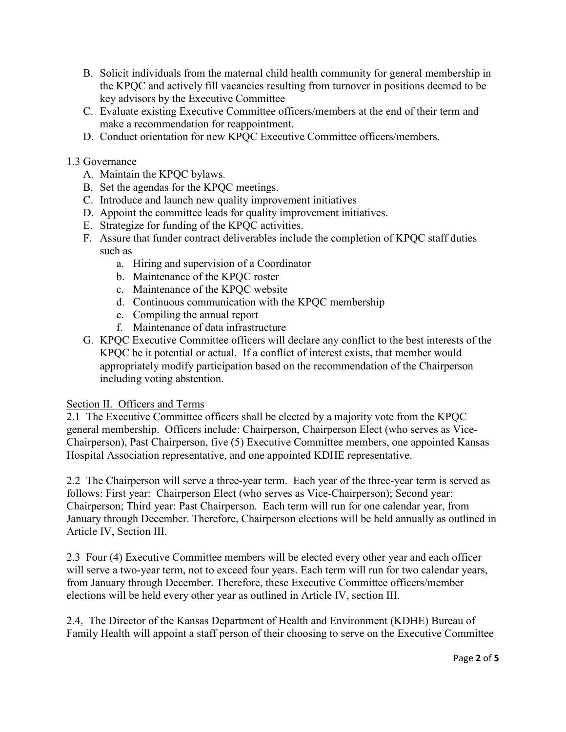B. Solicit individuals from the maternal child health community for general membership in the KPQC and actively fill vacancies resulting from turnover in positions deemed to be key advisors by the Executive Committee
C. Evaluate existing Executive Committee officers/members at the end of their term and make a recommendation for reappointment.
D. Conduct orientation for new KPQC Executive Committee officers/members.

1.3 Governance

A. Maintain the KPQC bylaws.
B. Set the agendas for the KPQC meetings.
C. Introduce and launch new quality improvement initiatives
D. Appoint the committee leads for quality improvement initiatives.
E. Strategize for funding of the KPQC activities.
F. Assure that funder contract deliverables include the completion of KPQC staff duties such as
   a. Hiring and supervision of a Coordinator
   b. Maintenance of the KPQC roster
   c. Maintenance of the KPQC website
   d. Continuous communication with the KPQC membership
   e. Compiling the annual report
   f. Maintenance of data infrastructure
G. KPQC Executive Committee officers will declare any conflict to the best interests of the KPQC be it potential or actual. If a conflict of interest exists, that member would appropriately modify participation based on the recommendation of the Chairperson including voting abstention.

Section II. Officers and Terms

2.1 The Executive Committee officers shall be elected by a majority vote from the KPQC general membership. Officers include: Chairperson, Chairperson Elect (who serves as Vice-Chairperson), Past Chairperson, five (5) Executive Committee members, one appointed Kansas Hospital Association representative, and one appointed KDHE representative.

2.2 The Chairperson will serve a three-year term. Each year of the three-year term is served as follows: First year: Chairperson Elect (who serves as Vice-Chairperson); Second year: Chairperson; Third year: Past Chairperson. Each term will run for one calendar year, from January through December. Therefore, Chairperson elections will be held annually as outlined in Article IV, Section III.

2.3 Four (4) Executive Committee members will be elected every other year and each officer will serve a two-year term, not to exceed four years. Each term will run for two calendar years, from January through December. Therefore, these Executive Committee officers/member elections will be held every other year as outlined in Article IV, section III.

2.4. The Director of the Kansas Department of Health and Environment (KDHE) Bureau of Family Health will appoint a staff person of their choosing to serve on the Executive Committee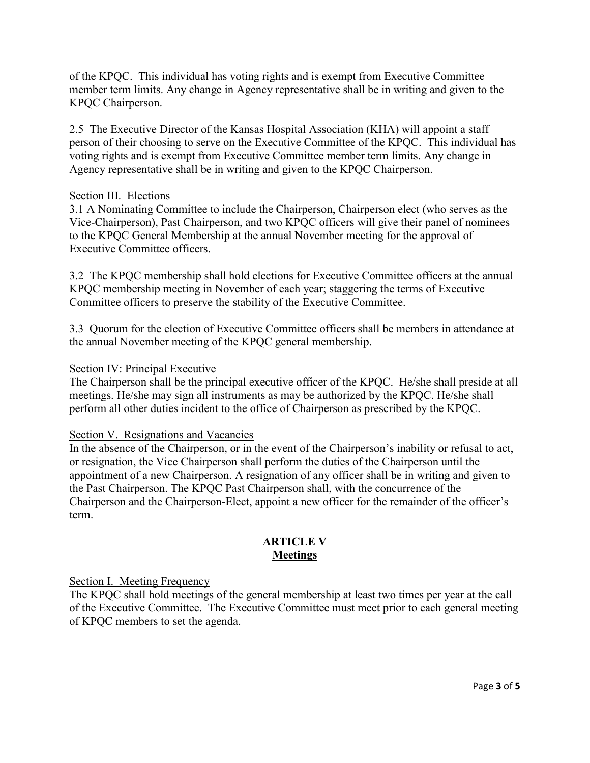of the KPQC. This individual has voting rights and is exempt from Executive Committee member term limits. Any change in Agency representative shall be in writing and given to the KPQC Chairperson.

2.5 The Executive Director of the Kansas Hospital Association (KHA) will appoint a staff person of their choosing to serve on the Executive Committee of the KPQC. This individual has voting rights and is exempt from Executive Committee member term limits. Any change in Agency representative shall be in writing and given to the KPQC Chairperson.

Section III. Elections

3.1 A Nominating Committee to include the Chairperson, Chairperson elect (who serves as the Vice-Chairperson), Past Chairperson, and two KPQC officers will give their panel of nominees to the KPQC General Membership at the annual November meeting for the approval of Executive Committee officers.

3.2 The KPQC membership shall hold elections for Executive Committee officers at the annual KPQC membership meeting in November of each year; staggering the terms of Executive Committee officers to preserve the stability of the Executive Committee.

3.3 Quorum for the election of Executive Committee officers shall be members in attendance at the annual November meeting of the KPQC general membership.

Section IV: Principal Executive

The Chairperson shall be the principal executive officer of the KPQC. He/she shall preside at all meetings. He/she may sign all instruments as may be authorized by the KPQC. He/she shall perform all other duties incident to the office of Chairperson as prescribed by the KPQC.

Section V. Resignations and Vacancies

In the absence of the Chairperson, or in the event of the Chairperson's inability or refusal to act, or resignation, the Vice Chairperson shall perform the duties of the Chairperson until the appointment of a new Chairperson. A resignation of any officer shall be in writing and given to the Past Chairperson. The KPQC Past Chairperson shall, with the concurrence of the Chairperson and the Chairperson-Elect, appoint a new officer for the remainder of the officer's term.

## ARTICLE V
## Meetings

Section I. Meeting Frequency

The KPQC shall hold meetings of the general membership at least two times per year at the call of the Executive Committee. The Executive Committee must meet prior to each general meeting of KPQC members to set the agenda.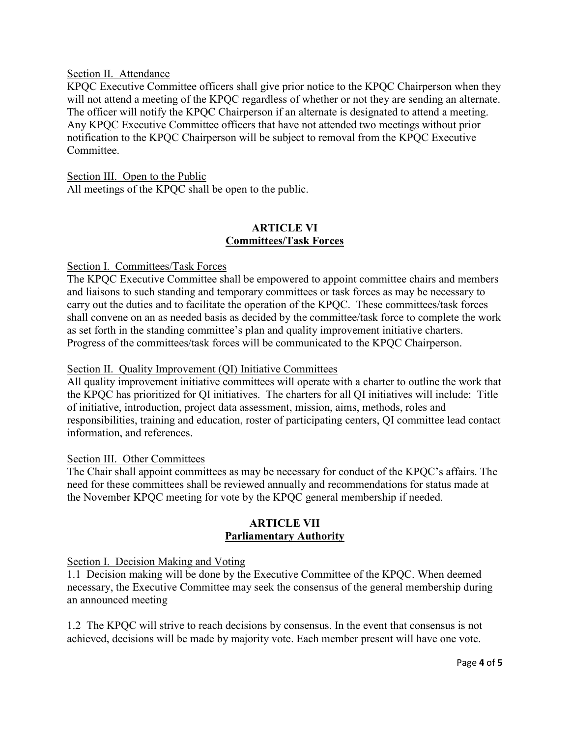Section II. Attendance

KPQC Executive Committee officers shall give prior notice to the KPQC Chairperson when they will not attend a meeting of the KPQC regardless of whether or not they are sending an alternate. The officer will notify the KPQC Chairperson if an alternate is designated to attend a meeting. Any KPQC Executive Committee officers that have not attended two meetings without prior notification to the KPQC Chairperson will be subject to removal from the KPQC Executive Committee.

Section III. Open to the Public

All meetings of the KPQC shall be open to the public.

## ARTICLE VI
## Committees/Task Forces

Section I. Committees/Task Forces

The KPQC Executive Committee shall be empowered to appoint committee chairs and members and liaisons to such standing and temporary committees or task forces as may be necessary to carry out the duties and to facilitate the operation of the KPQC. These committees/task forces shall convene on an as needed basis as decided by the committee/task force to complete the work as set forth in the standing committee's plan and quality improvement initiative charters. Progress of the committees/task forces will be communicated to the KPQC Chairperson.

Section II. Quality Improvement (QI) Initiative Committees

All quality improvement initiative committees will operate with a charter to outline the work that the KPQC has prioritized for QI initiatives. The charters for all QI initiatives will include: Title of initiative, introduction, project data assessment, mission, aims, methods, roles and responsibilities, training and education, roster of participating centers, QI committee lead contact information, and references.

Section III. Other Committees

The Chair shall appoint committees as may be necessary for conduct of the KPQC's affairs. The need for these committees shall be reviewed annually and recommendations for status made at the November KPQC meeting for vote by the KPQC general membership if needed.

## ARTICLE VII
## Parliamentary Authority

Section I. Decision Making and Voting

1.1 Decision making will be done by the Executive Committee of the KPQC. When deemed necessary, the Executive Committee may seek the consensus of the general membership during an announced meeting

1.2 The KPQC will strive to reach decisions by consensus. In the event that consensus is not achieved, decisions will be made by majority vote. Each member present will have one vote.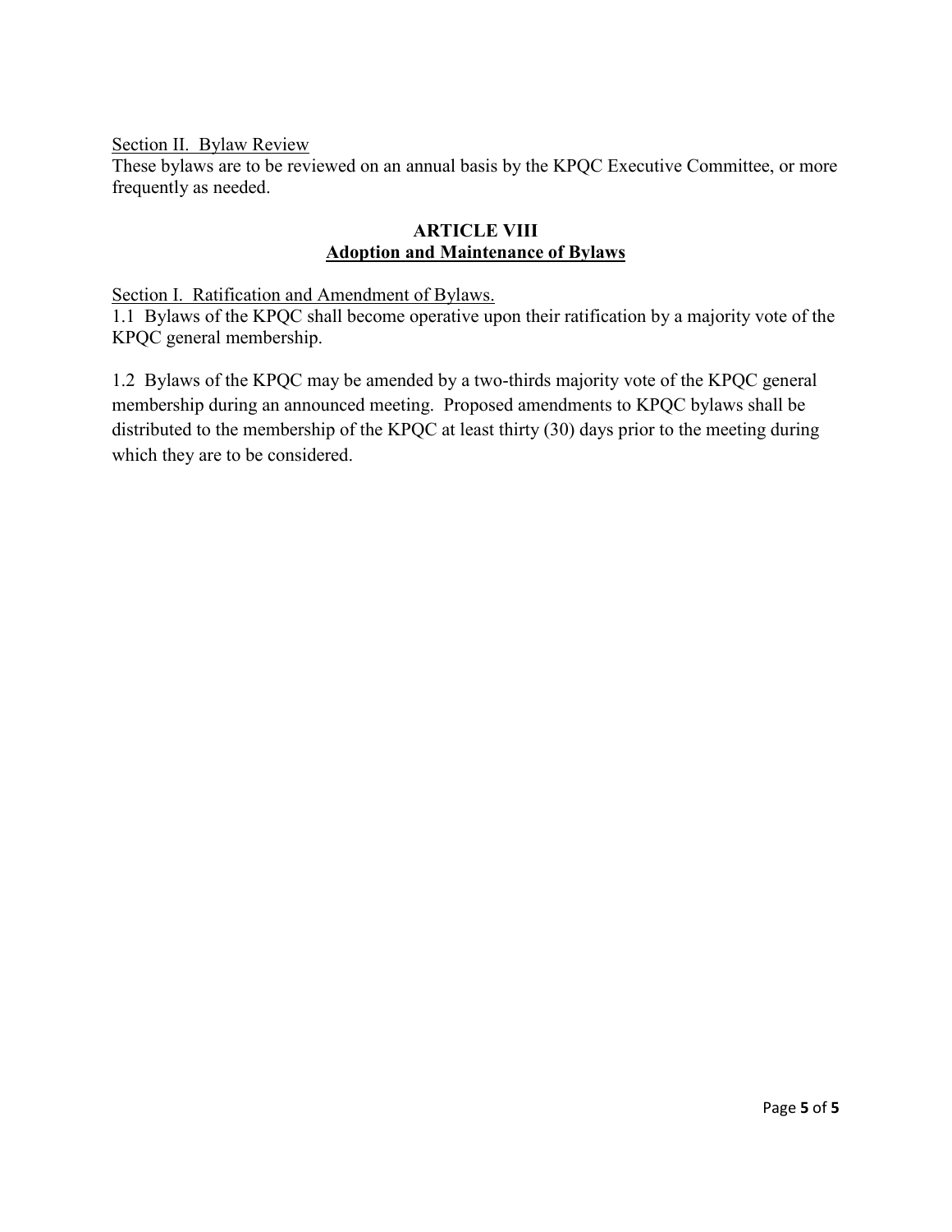Section II. Bylaw Review

These bylaws are to be reviewed on an annual basis by the KPQC Executive Committee, or more frequently as needed.

## ARTICLE VIII
## Adoption and Maintenance of Bylaws

Section I. Ratification and Amendment of Bylaws.

1.1 Bylaws of the KPQC shall become operative upon their ratification by a majority vote of the KPQC general membership.

1.2 Bylaws of the KPQC may be amended by a two-thirds majority vote of the KPQC general membership during an announced meeting. Proposed amendments to KPQC bylaws shall be distributed to the membership of the KPQC at least thirty (30) days prior to the meeting during which they are to be considered.